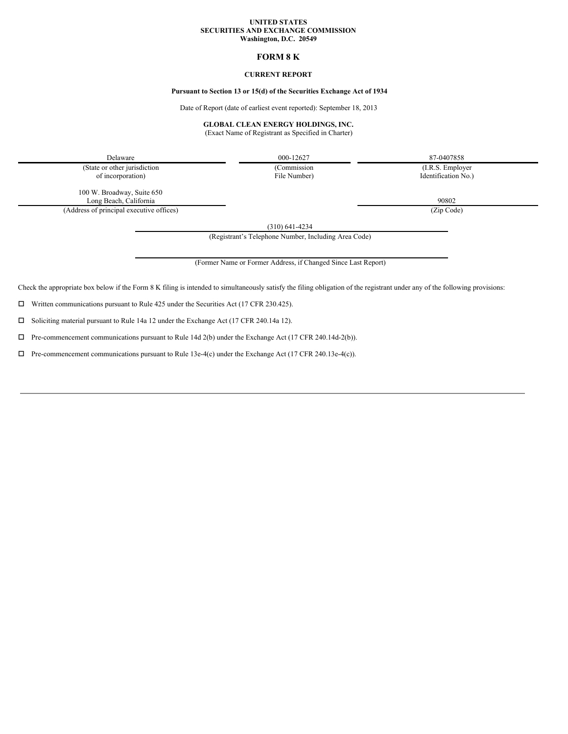**UNITED STATES**
**SECURITIES AND EXCHANGE COMMISSION**
**Washington, D.C. 20549**

# FORM 8 K

## CURRENT REPORT

**Pursuant to Section 13 or 15(d) of the Securities Exchange Act of 1934**

Date of Report (date of earliest event reported): September 18, 2013

**GLOBAL CLEAN ENERGY HOLDINGS, INC.**
(Exact Name of Registrant as Specified in Charter)

| Delaware | 000-12627 | 87-0407858 |
|---|---|---|
| (State or other jurisdiction of incorporation) | (Commission File Number) | (I.R.S. Employer Identification No.) |

| 100 W. Broadway, Suite 650 Long Beach, California | 90802 |
|---|---|
| (Address of principal executive offices) | (Zip Code) |

(310) 641-4234
(Registrant's Telephone Number, Including Area Code)

(Former Name or Former Address, if Changed Since Last Report)

Check the appropriate box below if the Form 8 K filing is intended to simultaneously satisfy the filing obligation of the registrant under any of the following provisions:

☐ Written communications pursuant to Rule 425 under the Securities Act (17 CFR 230.425).

☐ Soliciting material pursuant to Rule 14a 12 under the Exchange Act (17 CFR 240.14a 12).

☐ Pre-commencement communications pursuant to Rule 14d 2(b) under the Exchange Act (17 CFR 240.14d-2(b)).

☐ Pre-commencement communications pursuant to Rule 13e-4(c) under the Exchange Act (17 CFR 240.13e-4(c)).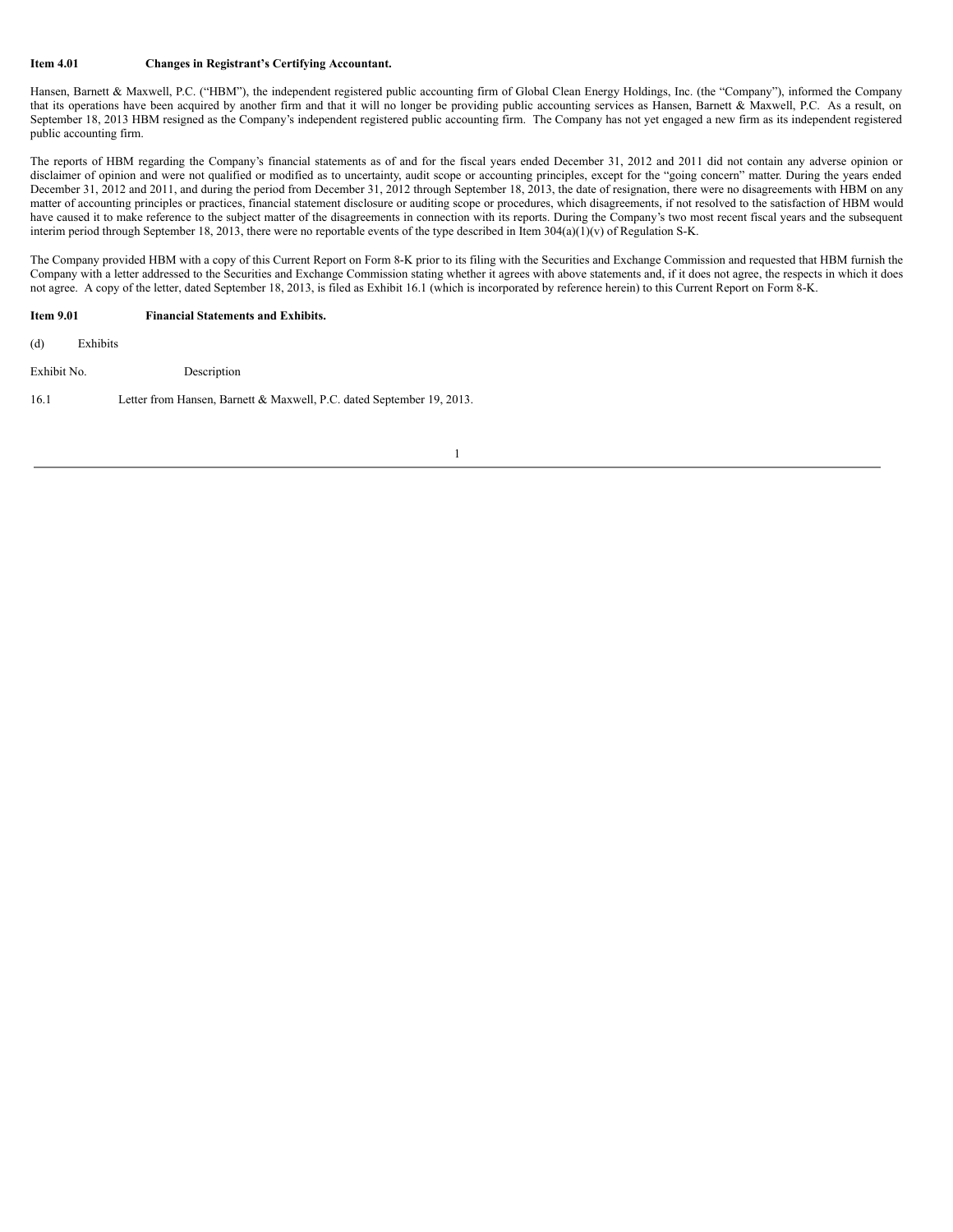**Item 4.01 Changes in Registrant's Certifying Accountant.**

Hansen, Barnett & Maxwell, P.C. ("HBM"), the independent registered public accounting firm of Global Clean Energy Holdings, Inc. (the "Company"), informed the Company that its operations have been acquired by another firm and that it will no longer be providing public accounting services as Hansen, Barnett & Maxwell, P.C. As a result, on September 18, 2013 HBM resigned as the Company's independent registered public accounting firm. The Company has not yet engaged a new firm as its independent registered public accounting firm.

The reports of HBM regarding the Company's financial statements as of and for the fiscal years ended December 31, 2012 and 2011 did not contain any adverse opinion or disclaimer of opinion and were not qualified or modified as to uncertainty, audit scope or accounting principles, except for the "going concern" matter. During the years ended December 31, 2012 and 2011, and during the period from December 31, 2012 through September 18, 2013, the date of resignation, there were no disagreements with HBM on any matter of accounting principles or practices, financial statement disclosure or auditing scope or procedures, which disagreements, if not resolved to the satisfaction of HBM would have caused it to make reference to the subject matter of the disagreements in connection with its reports. During the Company's two most recent fiscal years and the subsequent interim period through September 18, 2013, there were no reportable events of the type described in Item 304(a)(1)(v) of Regulation S-K.

The Company provided HBM with a copy of this Current Report on Form 8-K prior to its filing with the Securities and Exchange Commission and requested that HBM furnish the Company with a letter addressed to the Securities and Exchange Commission stating whether it agrees with above statements and, if it does not agree, the respects in which it does not agree. A copy of the letter, dated September 18, 2013, is filed as Exhibit 16.1 (which is incorporated by reference herein) to this Current Report on Form 8-K.

**Item 9.01 Financial Statements and Exhibits.**

(d) Exhibits

| Exhibit No. | Description |
|---|---|
| 16.1 | Letter from Hansen, Barnett & Maxwell, P.C. dated September 19, 2013. |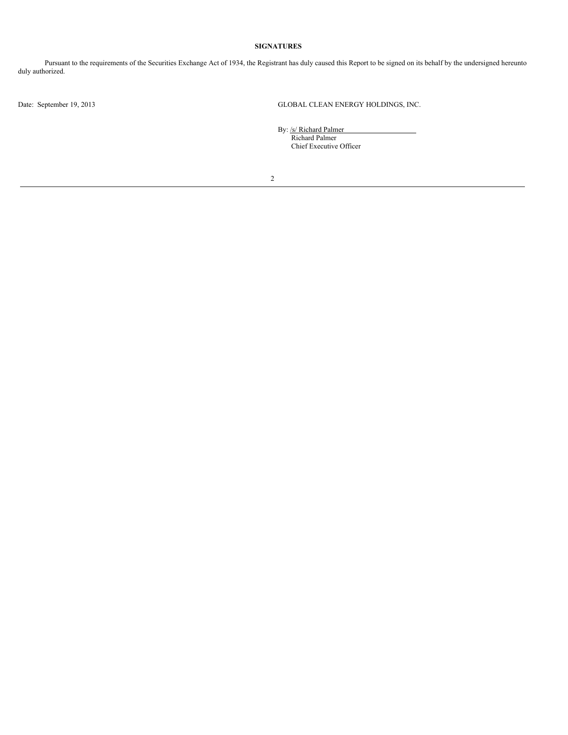**SIGNATURES**

Pursuant to the requirements of the Securities Exchange Act of 1934, the Registrant has duly caused this Report to be signed on its behalf by the undersigned hereunto duly authorized.

Date: September 19, 2013

GLOBAL CLEAN ENERGY HOLDINGS, INC.

By: /s/ Richard Palmer  
Richard Palmer  
Chief Executive Officer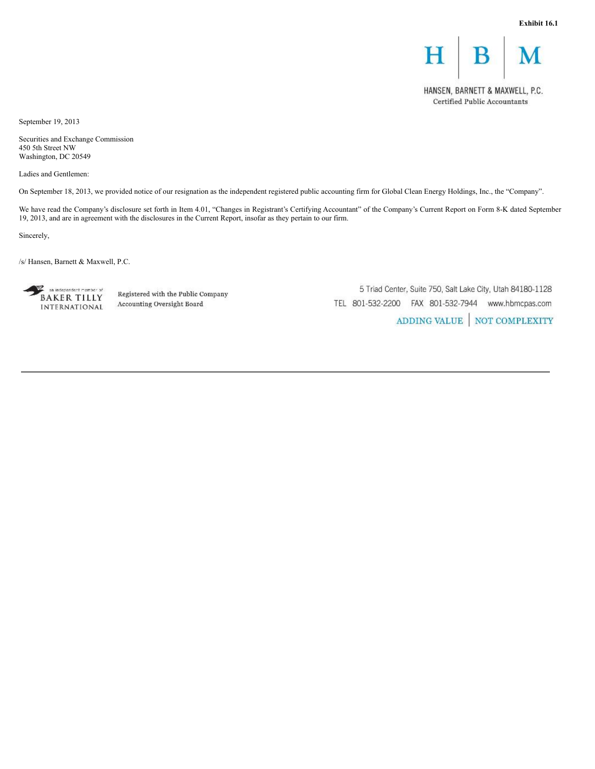**Exhibit 16.1**

H | B | M

HANSEN, BARNETT & MAXWELL, P.C.
Certified Public Accountants

September 19, 2013

Securities and Exchange Commission
450 5th Street NW
Washington, DC 20549

Ladies and Gentlemen:

On September 18, 2013, we provided notice of our resignation as the independent registered public accounting firm for Global Clean Energy Holdings, Inc., the "Company".

We have read the Company's disclosure set forth in Item 4.01, "Changes in Registrant's Certifying Accountant" of the Company's Current Report on Form 8-K dated September 19, 2013, and are in agreement with the disclosures in the Current Report, insofar as they pertain to our firm.

Sincerely,

/s/ Hansen, Barnett & Maxwell, P.C.

an independent member of BAKER TILLY INTERNATIONAL

Registered with the Public Company Accounting Oversight Board

5 Triad Center, Suite 750, Salt Lake City, Utah 84180-1128
TEL 801-532-2200 FAX 801-532-7944 www.hbmcpas.com

ADDING VALUE | NOT COMPLEXITY